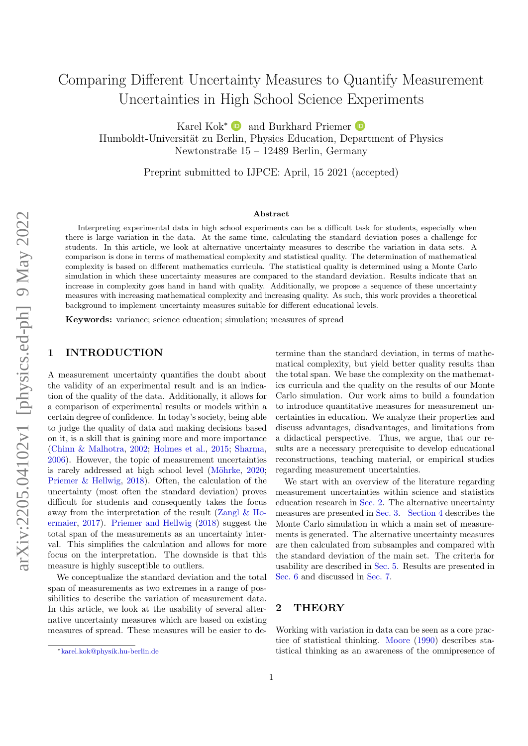# Comparing Different Uncertainty Measures to Quantify Measurement Uncertainties in High School Science Experiments

Karel Kok* and Burkhard Priemer

Humboldt-Universität zu Berlin, Physics Education, Department of Physics
Newtonstraße 15 – 12489 Berlin, Germany

Preprint submitted to IJPCE: April, 15 2021 (accepted)

**Abstract**

Interpreting experimental data in high school experiments can be a difficult task for students, especially when there is large variation in the data. At the same time, calculating the standard deviation poses a challenge for students. In this article, we look at alternative uncertainty measures to describe the variation in data sets. A comparison is done in terms of mathematical complexity and statistical quality. The determination of mathematical complexity is based on different mathematics curricula. The statistical quality is determined using a Monte Carlo simulation in which these uncertainty measures are compared to the standard deviation. Results indicate that an increase in complexity goes hand in hand with quality. Additionally, we propose a sequence of these uncertainty measures with increasing mathematical complexity and increasing quality. As such, this work provides a theoretical background to implement uncertainty measures suitable for different educational levels.

**Keywords:** variance; science education; simulation; measures of spread

## 1 INTRODUCTION

A measurement uncertainty quantifies the doubt about the validity of an experimental result and is an indication of the quality of the data. Additionally, it allows for a comparison of experimental results or models within a certain degree of confidence. In today's society, being able to judge the quality of data and making decisions based on it, is a skill that is gaining more and more importance (Chinn & Malhotra, 2002; Holmes et al., 2015; Sharma, 2006). However, the topic of measurement uncertainties is rarely addressed at high school level (Möhrke, 2020; Priemer & Hellwig, 2018). Often, the calculation of the uncertainty (most often the standard deviation) proves difficult for students and consequently takes the focus away from the interpretation of the result (Zangl & Hoermaier, 2017). Priemer and Hellwig (2018) suggest the total span of the measurements as an uncertainty interval. This simplifies the calculation and allows for more focus on the interpretation. The downside is that this measure is highly susceptible to outliers.

We conceptualize the standard deviation and the total span of measurements as two extremes in a range of possibilities to describe the variation of measurement data. In this article, we look at the usability of several alternative uncertainty measures which are based on existing measures of spread. These measures will be easier to determine than the standard deviation, in terms of mathematical complexity, but yield better quality results than the total span. We base the complexity on the mathematics curricula and the quality on the results of our Monte Carlo simulation. Our work aims to build a foundation to introduce quantitative measures for measurement uncertainties in education. We analyze their properties and discuss advantages, disadvantages, and limitations from a didactical perspective. Thus, we argue, that our results are a necessary prerequisite to develop educational reconstructions, teaching material, or empirical studies regarding measurement uncertainties.

We start with an overview of the literature regarding measurement uncertainties within science and statistics education research in Sec. 2. The alternative uncertainty measures are presented in Sec. 3. Section 4 describes the Monte Carlo simulation in which a main set of measurements is generated. The alternative uncertainty measures are then calculated from subsamples and compared with the standard deviation of the main set. The criteria for usability are described in Sec. 5. Results are presented in Sec. 6 and discussed in Sec. 7.

## 2 THEORY

Working with variation in data can be seen as a core practice of statistical thinking. Moore (1990) describes statistical thinking as an awareness of the omnipresence of

*karel.kok@physik.hu-berlin.de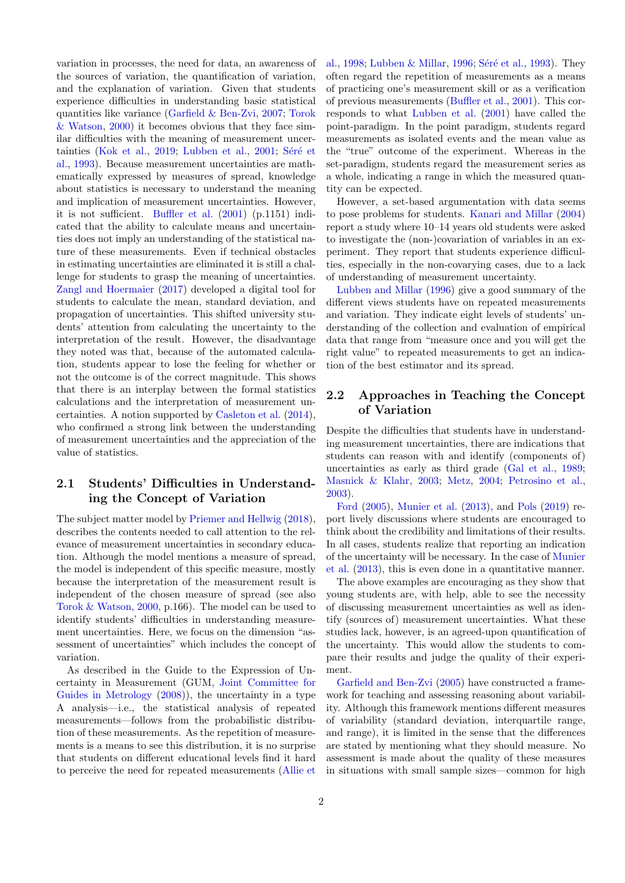variation in processes, the need for data, an awareness of the sources of variation, the quantification of variation, and the explanation of variation. Given that students experience difficulties in understanding basic statistical quantities like variance (Garfield & Ben-Zvi, 2007; Torok & Watson, 2000) it becomes obvious that they face similar difficulties with the meaning of measurement uncertainties (Kok et al., 2019; Lubben et al., 2001; Séré et al., 1993). Because measurement uncertainties are mathematically expressed by measures of spread, knowledge about statistics is necessary to understand the meaning and implication of measurement uncertainties. However, it is not sufficient. Buffler et al. (2001) (p.1151) indicated that the ability to calculate means and uncertainties does not imply an understanding of the statistical nature of these measurements. Even if technical obstacles in estimating uncertainties are eliminated it is still a challenge for students to grasp the meaning of uncertainties. Zangl and Hoermaier (2017) developed a digital tool for students to calculate the mean, standard deviation, and propagation of uncertainties. This shifted university students' attention from calculating the uncertainty to the interpretation of the result. However, the disadvantage they noted was that, because of the automated calculation, students appear to lose the feeling for whether or not the outcome is of the correct magnitude. This shows that there is an interplay between the formal statistics calculations and the interpretation of measurement uncertainties. A notion supported by Casleton et al. (2014), who confirmed a strong link between the understanding of measurement uncertainties and the appreciation of the value of statistics.

## 2.1 Students' Difficulties in Understanding the Concept of Variation

The subject matter model by Priemer and Hellwig (2018), describes the contents needed to call attention to the relevance of measurement uncertainties in secondary education. Although the model mentions a measure of spread, the model is independent of this specific measure, mostly because the interpretation of the measurement result is independent of the chosen measure of spread (see also Torok & Watson, 2000, p.166). The model can be used to identify students' difficulties in understanding measurement uncertainties. Here, we focus on the dimension "assessment of uncertainties" which includes the concept of variation.

As described in the Guide to the Expression of Uncertainty in Measurement (GUM, Joint Committee for Guides in Metrology (2008)), the uncertainty in a type A analysis—i.e., the statistical analysis of repeated measurements—follows from the probabilistic distribution of these measurements. As the repetition of measurements is a means to see this distribution, it is no surprise that students on different educational levels find it hard to perceive the need for repeated measurements (Allie et al., 1998; Lubben & Millar, 1996; Séré et al., 1993). They often regard the repetition of measurements as a means of practicing one's measurement skill or as a verification of previous measurements (Buffler et al., 2001). This corresponds to what Lubben et al. (2001) have called the point-paradigm. In the point paradigm, students regard measurements as isolated events and the mean value as the "true" outcome of the experiment. Whereas in the set-paradigm, students regard the measurement series as a whole, indicating a range in which the measured quantity can be expected.

However, a set-based argumentation with data seems to pose problems for students. Kanari and Millar (2004) report a study where 10–14 years old students were asked to investigate the (non-)covariation of variables in an experiment. They report that students experience difficulties, especially in the non-covarying cases, due to a lack of understanding of measurement uncertainty.

Lubben and Millar (1996) give a good summary of the different views students have on repeated measurements and variation. They indicate eight levels of students' understanding of the collection and evaluation of empirical data that range from "measure once and you will get the right value" to repeated measurements to get an indication of the best estimator and its spread.

## 2.2 Approaches in Teaching the Concept of Variation

Despite the difficulties that students have in understanding measurement uncertainties, there are indications that students can reason with and identify (components of) uncertainties as early as third grade (Gal et al., 1989; Masnick & Klahr, 2003; Metz, 2004; Petrosino et al., 2003).

Ford (2005), Munier et al. (2013), and Pols (2019) report lively discussions where students are encouraged to think about the credibility and limitations of their results. In all cases, students realize that reporting an indication of the uncertainty will be necessary. In the case of Munier et al. (2013), this is even done in a quantitative manner.

The above examples are encouraging as they show that young students are, with help, able to see the necessity of discussing measurement uncertainties as well as identify (sources of) measurement uncertainties. What these studies lack, however, is an agreed-upon quantification of the uncertainty. This would allow the students to compare their results and judge the quality of their experiment.

Garfield and Ben-Zvi (2005) have constructed a framework for teaching and assessing reasoning about variability. Although this framework mentions different measures of variability (standard deviation, interquartile range, and range), it is limited in the sense that the differences are stated by mentioning what they should measure. No assessment is made about the quality of these measures in situations with small sample sizes—common for high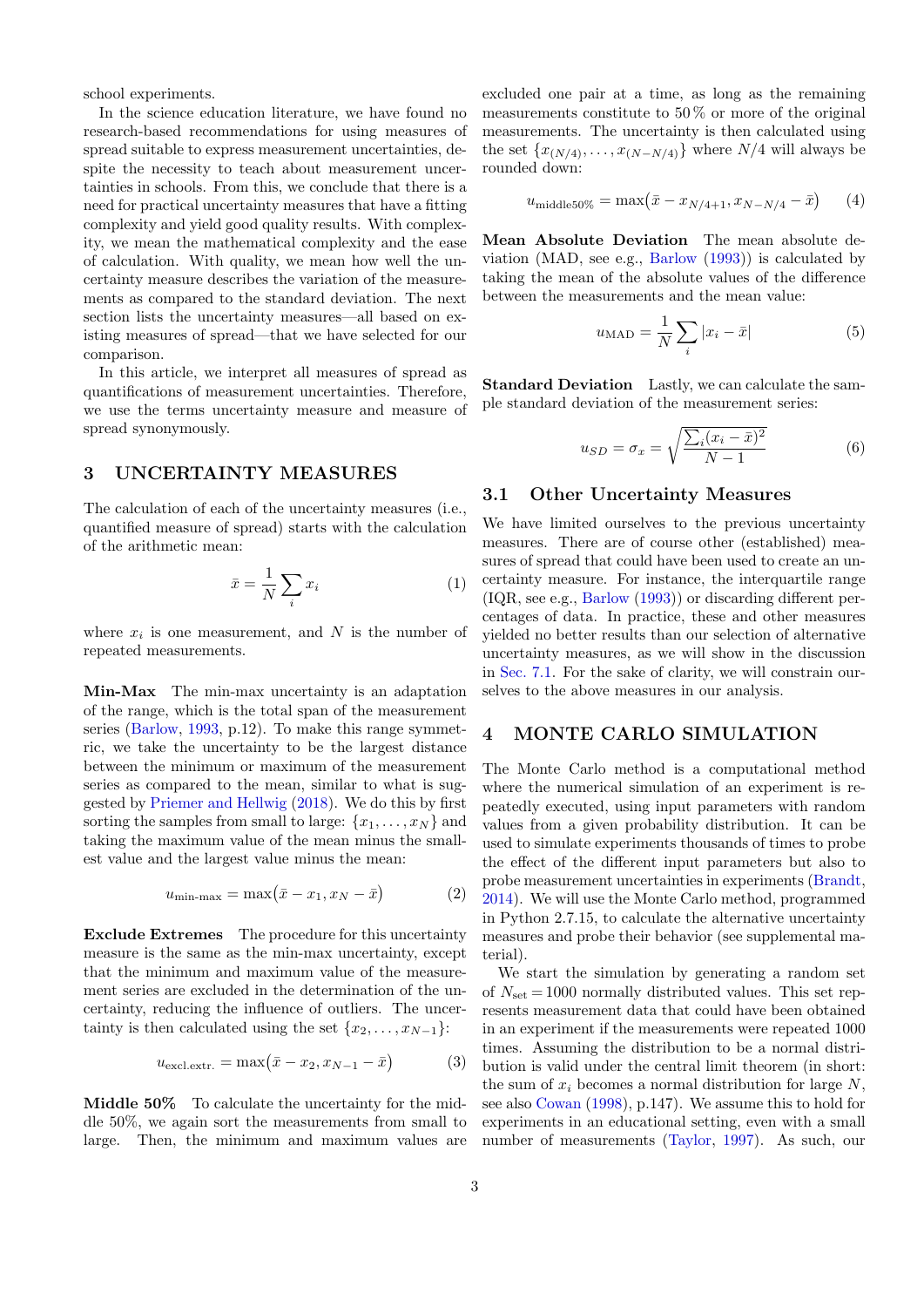school experiments.

In the science education literature, we have found no research-based recommendations for using measures of spread suitable to express measurement uncertainties, despite the necessity to teach about measurement uncertainties in schools. From this, we conclude that there is a need for practical uncertainty measures that have a fitting complexity and yield good quality results. With complexity, we mean the mathematical complexity and the ease of calculation. With quality, we mean how well the uncertainty measure describes the variation of the measurements as compared to the standard deviation. The next section lists the uncertainty measures—all based on existing measures of spread—that we have selected for our comparison.

In this article, we interpret all measures of spread as quantifications of measurement uncertainties. Therefore, we use the terms uncertainty measure and measure of spread synonymously.

## 3 UNCERTAINTY MEASURES

The calculation of each of the uncertainty measures (i.e., quantified measure of spread) starts with the calculation of the arithmetic mean:

$$\bar{x} = \frac{1}{N}\sum_i x_i \tag{1}$$

where $x_i$ is one measurement, and $N$ is the number of repeated measurements.

**Min-Max** The min-max uncertainty is an adaptation of the range, which is the total span of the measurement series (Barlow, 1993, p.12). To make this range symmetric, we take the uncertainty to be the largest distance between the minimum or maximum of the measurement series as compared to the mean, similar to what is suggested by Priemer and Hellwig (2018). We do this by first sorting the samples from small to large: $\{x_1, \ldots, x_N\}$ and taking the maximum value of the mean minus the smallest value and the largest value minus the mean:

$$u_{\text{min-max}} = \max\bigl(\bar{x} - x_1, x_N - \bar{x}\bigr) \tag{2}$$

**Exclude Extremes** The procedure for this uncertainty measure is the same as the min-max uncertainty, except that the minimum and maximum value of the measurement series are excluded in the determination of the uncertainty, reducing the influence of outliers. The uncertainty is then calculated using the set $\{x_2, \ldots, x_{N-1}\}$:

$$u_{\text{excl.extr.}} = \max\bigl(\bar{x} - x_2, x_{N-1} - \bar{x}\bigr) \tag{3}$$

**Middle 50%** To calculate the uncertainty for the middle 50%, we again sort the measurements from small to large. Then, the minimum and maximum values are excluded one pair at a time, as long as the remaining measurements constitute to 50 % or more of the original measurements. The uncertainty is then calculated using the set $\{x_{(N/4)}, \ldots, x_{(N-N/4)}\}$ where $N/4$ will always be rounded down:

$$u_{\text{middle50\%}} = \max\bigl(\bar{x} - x_{N/4+1}, x_{N-N/4} - \bar{x}\bigr) \tag{4}$$

**Mean Absolute Deviation** The mean absolute deviation (MAD, see e.g., Barlow (1993)) is calculated by taking the mean of the absolute values of the difference between the measurements and the mean value:

$$u_{\text{MAD}} = \frac{1}{N}\sum_i |x_i - \bar{x}| \tag{5}$$

**Standard Deviation** Lastly, we can calculate the sample standard deviation of the measurement series:

$$u_{SD} = \sigma_x = \sqrt{\frac{\sum_i (x_i - \bar{x})^2}{N-1}} \tag{6}$$

### 3.1 Other Uncertainty Measures

We have limited ourselves to the previous uncertainty measures. There are of course other (established) measures of spread that could have been used to create an uncertainty measure. For instance, the interquartile range (IQR, see e.g., Barlow (1993)) or discarding different percentages of data. In practice, these and other measures yielded no better results than our selection of alternative uncertainty measures, as we will show in the discussion in Sec. 7.1. For the sake of clarity, we will constrain ourselves to the above measures in our analysis.

## 4 MONTE CARLO SIMULATION

The Monte Carlo method is a computational method where the numerical simulation of an experiment is repeatedly executed, using input parameters with random values from a given probability distribution. It can be used to simulate experiments thousands of times to probe the effect of the different input parameters but also to probe measurement uncertainties in experiments (Brandt, 2014). We will use the Monte Carlo method, programmed in Python 2.7.15, to calculate the alternative uncertainty measures and probe their behavior (see supplemental material).

We start the simulation by generating a random set of $N_{\text{set}} = 1000$ normally distributed values. This set represents measurement data that could have been obtained in an experiment if the measurements were repeated 1000 times. Assuming the distribution to be a normal distribution is valid under the central limit theorem (in short: the sum of $x_i$ becomes a normal distribution for large $N$, see also Cowan (1998), p.147). We assume this to hold for experiments in an educational setting, even with a small number of measurements (Taylor, 1997). As such, our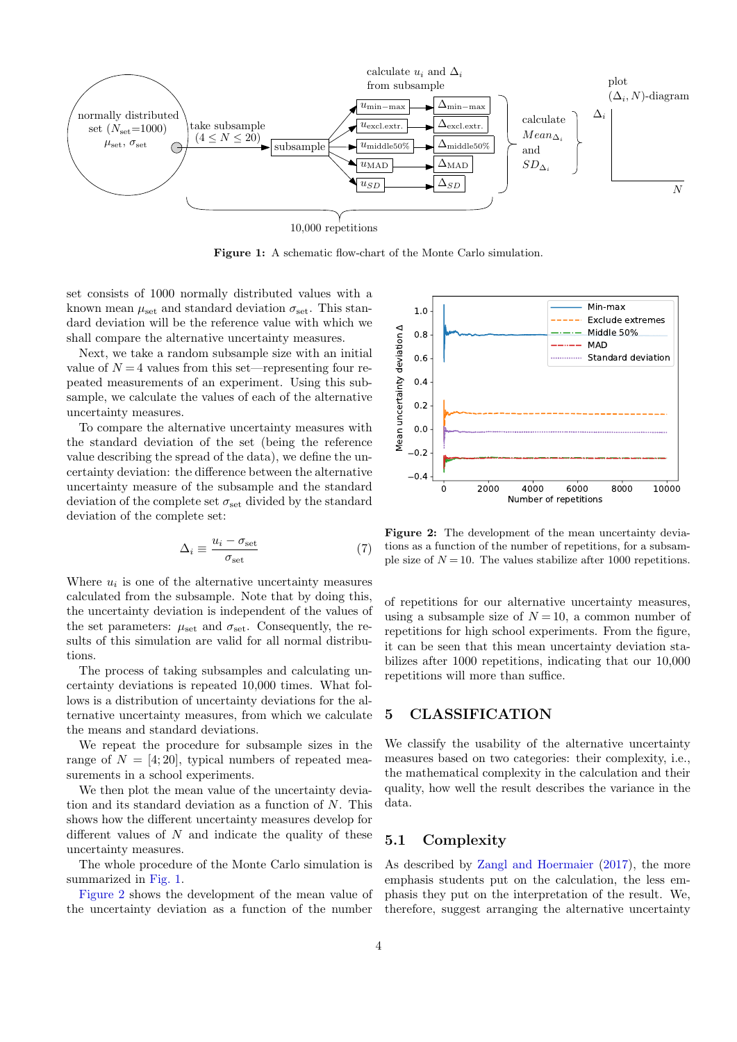Figure 1: A schematic flow-chart of the Monte Carlo simulation.

set consists of 1000 normally distributed values with a known mean $\mu_{\text{set}}$ and standard deviation $\sigma_{\text{set}}$. This standard deviation will be the reference value with which we shall compare the alternative uncertainty measures.

Next, we take a random subsample size with an initial value of $N = 4$ values from this set—representing four repeated measurements of an experiment. Using this subsample, we calculate the values of each of the alternative uncertainty measures.

To compare the alternative uncertainty measures with the standard deviation of the set (being the reference value describing the spread of the data), we define the uncertainty deviation: the difference between the alternative uncertainty measure of the subsample and the standard deviation of the complete set $\sigma_{\text{set}}$ divided by the standard deviation of the complete set:

$$\Delta_i \equiv \frac{u_i - \sigma_{\text{set}}}{\sigma_{\text{set}}} \tag{7}$$

Where $u_i$ is one of the alternative uncertainty measures calculated from the subsample. Note that by doing this, the uncertainty deviation is independent of the values of the set parameters: $\mu_{\text{set}}$ and $\sigma_{\text{set}}$. Consequently, the results of this simulation are valid for all normal distributions.

The process of taking subsamples and calculating uncertainty deviations is repeated 10,000 times. What follows is a distribution of uncertainty deviations for the alternative uncertainty measures, from which we calculate the means and standard deviations.

We repeat the procedure for subsample sizes in the range of $N = [4; 20]$, typical numbers of repeated measurements in a school experiments.

We then plot the mean value of the uncertainty deviation and its standard deviation as a function of $N$. This shows how the different uncertainty measures develop for different values of $N$ and indicate the quality of these uncertainty measures.

The whole procedure of the Monte Carlo simulation is summarized in Fig. 1.

Figure 2 shows the development of the mean value of the uncertainty deviation as a function of the number of repetitions for our alternative uncertainty measures, using a subsample size of $N = 10$, a common number of repetitions for high school experiments. From the figure, it can be seen that this mean uncertainty deviation stabilizes after 1000 repetitions, indicating that our 10,000 repetitions will more than suffice.

Figure 2: The development of the mean uncertainty deviations as a function of the number of repetitions, for a subsample size of $N = 10$. The values stabilize after 1000 repetitions.

## 5 CLASSIFICATION

We classify the usability of the alternative uncertainty measures based on two categories: their complexity, i.e., the mathematical complexity in the calculation and their quality, how well the result describes the variance in the data.

### 5.1 Complexity

As described by Zangl and Hoermaier (2017), the more emphasis students put on the calculation, the less emphasis they put on the interpretation of the result. We, therefore, suggest arranging the alternative uncertainty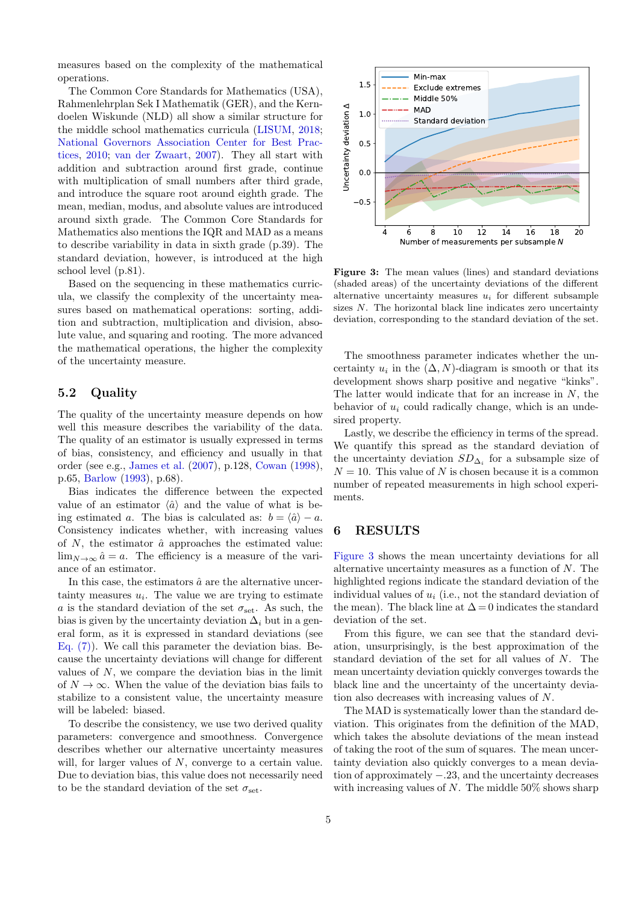measures based on the complexity of the mathematical operations.

The Common Core Standards for Mathematics (USA), Rahmenlehrplan Sek I Mathematik (GER), and the Kerndoelen Wiskunde (NLD) all show a similar structure for the middle school mathematics curricula (LISUM, 2018; National Governors Association Center for Best Practices, 2010; van der Zwaart, 2007). They all start with addition and subtraction around first grade, continue with multiplication of small numbers after third grade, and introduce the square root around eighth grade. The mean, median, modus, and absolute values are introduced around sixth grade. The Common Core Standards for Mathematics also mentions the IQR and MAD as a means to describe variability in data in sixth grade (p.39). The standard deviation, however, is introduced at the high school level (p.81).

Based on the sequencing in these mathematics curricula, we classify the complexity of the uncertainty measures based on mathematical operations: sorting, addition and subtraction, multiplication and division, absolute value, and squaring and rooting. The more advanced the mathematical operations, the higher the complexity of the uncertainty measure.

## 5.2 Quality

The quality of the uncertainty measure depends on how well this measure describes the variability of the data. The quality of an estimator is usually expressed in terms of bias, consistency, and efficiency and usually in that order (see e.g., James et al. (2007), p.128, Cowan (1998), p.65, Barlow (1993), p.68).

Bias indicates the difference between the expected value of an estimator $\langle \hat{a} \rangle$ and the value of what is being estimated $a$. The bias is calculated as: $b = \langle \hat{a} \rangle - a$. Consistency indicates whether, with increasing values of $N$, the estimator $\hat{a}$ approaches the estimated value: $\lim_{N\to\infty} \hat{a} = a$. The efficiency is a measure of the variance of an estimator.

In this case, the estimators $\hat{a}$ are the alternative uncertainty measures $u_i$. The value we are trying to estimate $a$ is the standard deviation of the set $\sigma_{\text{set}}$. As such, the bias is given by the uncertainty deviation $\Delta_i$ but in a general form, as it is expressed in standard deviations (see Eq. (7)). We call this parameter the deviation bias. Because the uncertainty deviations will change for different values of $N$, we compare the deviation bias in the limit of $N \to \infty$. When the value of the deviation bias fails to stabilize to a consistent value, the uncertainty measure will be labeled: biased.

To describe the consistency, we use two derived quality parameters: convergence and smoothness. Convergence describes whether our alternative uncertainty measures will, for larger values of $N$, converge to a certain value. Due to deviation bias, this value does not necessarily need to be the standard deviation of the set $\sigma_{\text{set}}$.

**Figure 3:** The mean values (lines) and standard deviations (shaded areas) of the uncertainty deviations of the different alternative uncertainty measures $u_i$ for different subsample sizes $N$. The horizontal black line indicates zero uncertainty deviation, corresponding to the standard deviation of the set.

The smoothness parameter indicates whether the uncertainty $u_i$ in the $(\Delta, N)$-diagram is smooth or that its development shows sharp positive and negative "kinks". The latter would indicate that for an increase in $N$, the behavior of $u_i$ could radically change, which is an undesired property.

Lastly, we describe the efficiency in terms of the spread. We quantify this spread as the standard deviation of the uncertainty deviation $SD_{\Delta_i}$ for a subsample size of $N = 10$. This value of $N$ is chosen because it is a common number of repeated measurements in high school experiments.

# 6 RESULTS

Figure 3 shows the mean uncertainty deviations for all alternative uncertainty measures as a function of $N$. The highlighted regions indicate the standard deviation of the individual values of $u_i$ (i.e., not the standard deviation of the mean). The black line at $\Delta = 0$ indicates the standard deviation of the set.

From this figure, we can see that the standard deviation, unsurprisingly, is the best approximation of the standard deviation of the set for all values of $N$. The mean uncertainty deviation quickly converges towards the black line and the uncertainty of the uncertainty deviation also decreases with increasing values of $N$.

The MAD is systematically lower than the standard deviation. This originates from the definition of the MAD, which takes the absolute deviations of the mean instead of taking the root of the sum of squares. The mean uncertainty deviation also quickly converges to a mean deviation of approximately $-.23$, and the uncertainty decreases with increasing values of $N$. The middle 50% shows sharp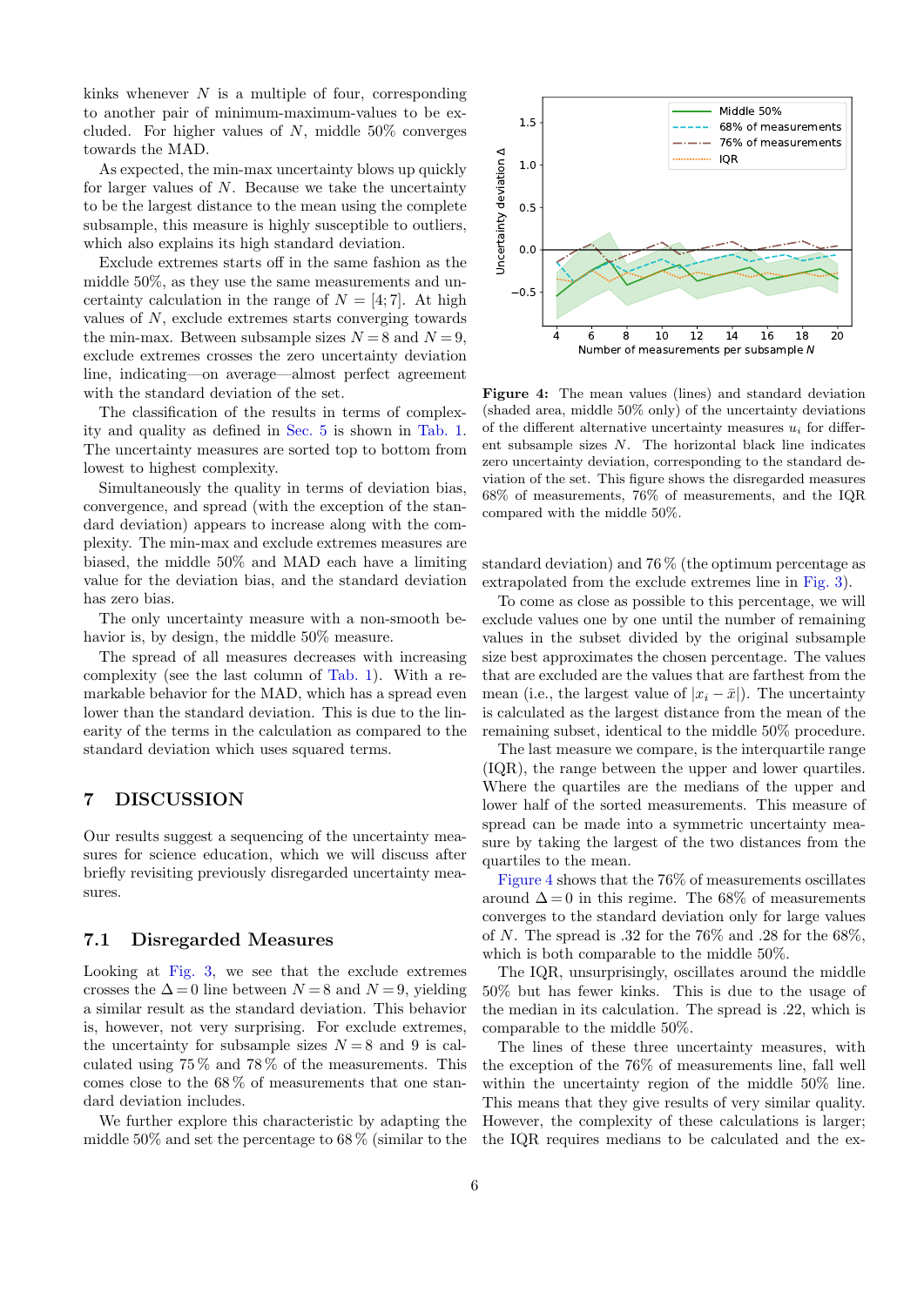kinks whenever $N$ is a multiple of four, corresponding to another pair of minimum-maximum-values to be excluded. For higher values of $N$, middle 50% converges towards the MAD.

As expected, the min-max uncertainty blows up quickly for larger values of $N$. Because we take the uncertainty to be the largest distance to the mean using the complete subsample, this measure is highly susceptible to outliers, which also explains its high standard deviation.

Exclude extremes starts off in the same fashion as the middle 50%, as they use the same measurements and uncertainty calculation in the range of $N = [4; 7]$. At high values of $N$, exclude extremes starts converging towards the min-max. Between subsample sizes $N = 8$ and $N = 9$, exclude extremes crosses the zero uncertainty deviation line, indicating—on average—almost perfect agreement with the standard deviation of the set.

The classification of the results in terms of complexity and quality as defined in Sec. 5 is shown in Tab. 1. The uncertainty measures are sorted top to bottom from lowest to highest complexity.

Simultaneously the quality in terms of deviation bias, convergence, and spread (with the exception of the standard deviation) appears to increase along with the complexity. The min-max and exclude extremes measures are biased, the middle 50% and MAD each have a limiting value for the deviation bias, and the standard deviation has zero bias.

The only uncertainty measure with a non-smooth behavior is, by design, the middle 50% measure.

The spread of all measures decreases with increasing complexity (see the last column of Tab. 1). With a remarkable behavior for the MAD, which has a spread even lower than the standard deviation. This is due to the linearity of the terms in the calculation as compared to the standard deviation which uses squared terms.

## 7 DISCUSSION

Our results suggest a sequencing of the uncertainty measures for science education, which we will discuss after briefly revisiting previously disregarded uncertainty measures.

### 7.1 Disregarded Measures

Looking at Fig. 3, we see that the exclude extremes crosses the $\Delta = 0$ line between $N = 8$ and $N = 9$, yielding a similar result as the standard deviation. This behavior is, however, not very surprising. For exclude extremes, the uncertainty for subsample sizes $N = 8$ and 9 is calculated using 75 % and 78 % of the measurements. This comes close to the 68 % of measurements that one standard deviation includes.

We further explore this characteristic by adapting the middle 50% and set the percentage to 68 % (similar to the standard deviation) and 76 % (the optimum percentage as extrapolated from the exclude extremes line in Fig. 3).

To come as close as possible to this percentage, we will exclude values one by one until the number of remaining values in the subset divided by the original subsample size best approximates the chosen percentage. The values that are excluded are the values that are farthest from the mean (i.e., the largest value of $|x_i - \bar{x}|$). The uncertainty is calculated as the largest distance from the mean of the remaining subset, identical to the middle 50% procedure.

The last measure we compare, is the interquartile range (IQR), the range between the upper and lower quartiles. Where the quartiles are the medians of the upper and lower half of the sorted measurements. This measure of spread can be made into a symmetric uncertainty measure by taking the largest of the two distances from the quartiles to the mean.

Figure 4 shows that the 76% of measurements oscillates around $\Delta = 0$ in this regime. The 68% of measurements converges to the standard deviation only for large values of $N$. The spread is .32 for the 76% and .28 for the 68%, which is both comparable to the middle 50%.

The IQR, unsurprisingly, oscillates around the middle 50% but has fewer kinks. This is due to the usage of the median in its calculation. The spread is .22, which is comparable to the middle 50%.

The lines of these three uncertainty measures, with the exception of the 76% of measurements line, fall well within the uncertainty region of the middle 50% line. This means that they give results of very similar quality. However, the complexity of these calculations is larger; the IQR requires medians to be calculated and the ex-

**Figure 4:** The mean values (lines) and standard deviation (shaded area, middle 50% only) of the uncertainty deviations of the different alternative uncertainty measures $u_i$ for different subsample sizes $N$. The horizontal black line indicates zero uncertainty deviation, corresponding to the standard deviation of the set. This figure shows the disregarded measures 68% of measurements, 76% of measurements, and the IQR compared with the middle 50%.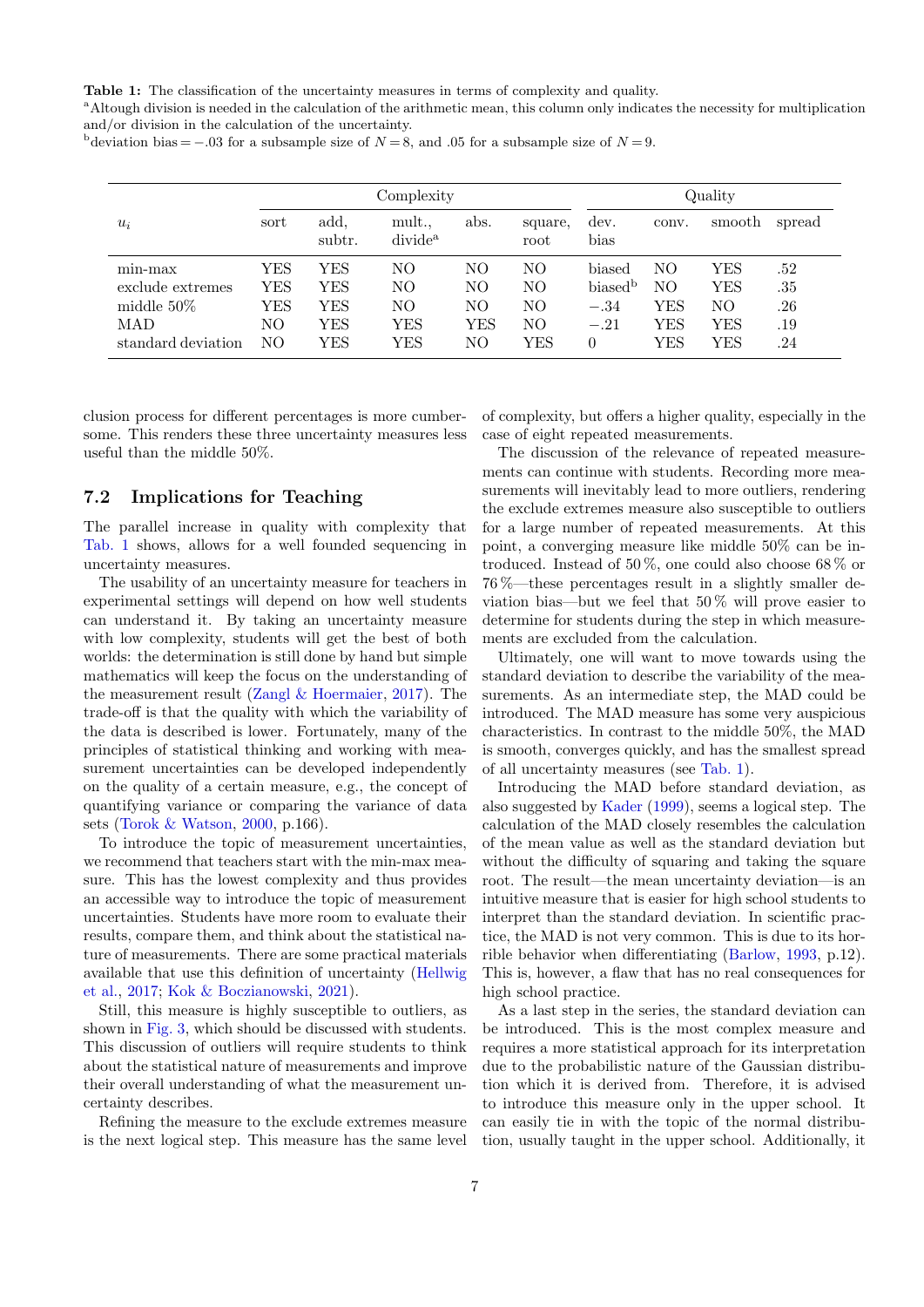**Table 1:** The classification of the uncertainty measures in terms of complexity and quality.
[a]Altough division is needed in the calculation of the arithmetic mean, this column only indicates the necessity for multiplication and/or division in the calculation of the uncertainty.
[b]deviation bias $= -.03$ for a subsample size of $N = 8$, and .05 for a subsample size of $N = 9$.

| | Complexity | | | | | Quality | | | |
|---|---|---|---|---|---|---|---|---|---|
| $u_i$ | sort | add, subtr. | mult., divide[a] | abs. | square, root | dev. bias | conv. | smooth | spread |
| min-max | YES | YES | NO | NO | NO | biased | NO | YES | .52 |
| exclude extremes | YES | YES | NO | NO | NO | biased[b] | NO | YES | .35 |
| middle 50% | YES | YES | NO | NO | NO | $-.34$ | YES | NO | .26 |
| MAD | NO | YES | YES | YES | NO | $-.21$ | YES | YES | .19 |
| standard deviation | NO | YES | YES | NO | YES | 0 | YES | YES | .24 |

clusion process for different percentages is more cumbersome. This renders these three uncertainty measures less useful than the middle 50%.

## 7.2 Implications for Teaching

The parallel increase in quality with complexity that Tab. 1 shows, allows for a well founded sequencing in uncertainty measures.

The usability of an uncertainty measure for teachers in experimental settings will depend on how well students can understand it. By taking an uncertainty measure with low complexity, students will get the best of both worlds: the determination is still done by hand but simple mathematics will keep the focus on the understanding of the measurement result (Zangl & Hoermaier, 2017). The trade-off is that the quality with which the variability of the data is described is lower. Fortunately, many of the principles of statistical thinking and working with measurement uncertainties can be developed independently on the quality of a certain measure, e.g., the concept of quantifying variance or comparing the variance of data sets (Torok & Watson, 2000, p.166).

To introduce the topic of measurement uncertainties, we recommend that teachers start with the min-max measure. This has the lowest complexity and thus provides an accessible way to introduce the topic of measurement uncertainties. Students have more room to evaluate their results, compare them, and think about the statistical nature of measurements. There are some practical materials available that use this definition of uncertainty (Hellwig et al., 2017; Kok & Boczianowski, 2021).

Still, this measure is highly susceptible to outliers, as shown in Fig. 3, which should be discussed with students. This discussion of outliers will require students to think about the statistical nature of measurements and improve their overall understanding of what the measurement uncertainty describes.

Refining the measure to the exclude extremes measure is the next logical step. This measure has the same level of complexity, but offers a higher quality, especially in the case of eight repeated measurements.

The discussion of the relevance of repeated measurements can continue with students. Recording more measurements will inevitably lead to more outliers, rendering the exclude extremes measure also susceptible to outliers for a large number of repeated measurements. At this point, a converging measure like middle 50% can be introduced. Instead of 50 %, one could also choose 68 % or 76 %—these percentages result in a slightly smaller deviation bias—but we feel that 50 % will prove easier to determine for students during the step in which measurements are excluded from the calculation.

Ultimately, one will want to move towards using the standard deviation to describe the variability of the measurements. As an intermediate step, the MAD could be introduced. The MAD measure has some very auspicious characteristics. In contrast to the middle 50%, the MAD is smooth, converges quickly, and has the smallest spread of all uncertainty measures (see Tab. 1).

Introducing the MAD before standard deviation, as also suggested by Kader (1999), seems a logical step. The calculation of the MAD closely resembles the calculation of the mean value as well as the standard deviation but without the difficulty of squaring and taking the square root. The result—the mean uncertainty deviation—is an intuitive measure that is easier for high school students to interpret than the standard deviation. In scientific practice, the MAD is not very common. This is due to its horrible behavior when differentiating (Barlow, 1993, p.12). This is, however, a flaw that has no real consequences for high school practice.

As a last step in the series, the standard deviation can be introduced. This is the most complex measure and requires a more statistical approach for its interpretation due to the probabilistic nature of the Gaussian distribution which it is derived from. Therefore, it is advised to introduce this measure only in the upper school. It can easily tie in with the topic of the normal distribution, usually taught in the upper school. Additionally, it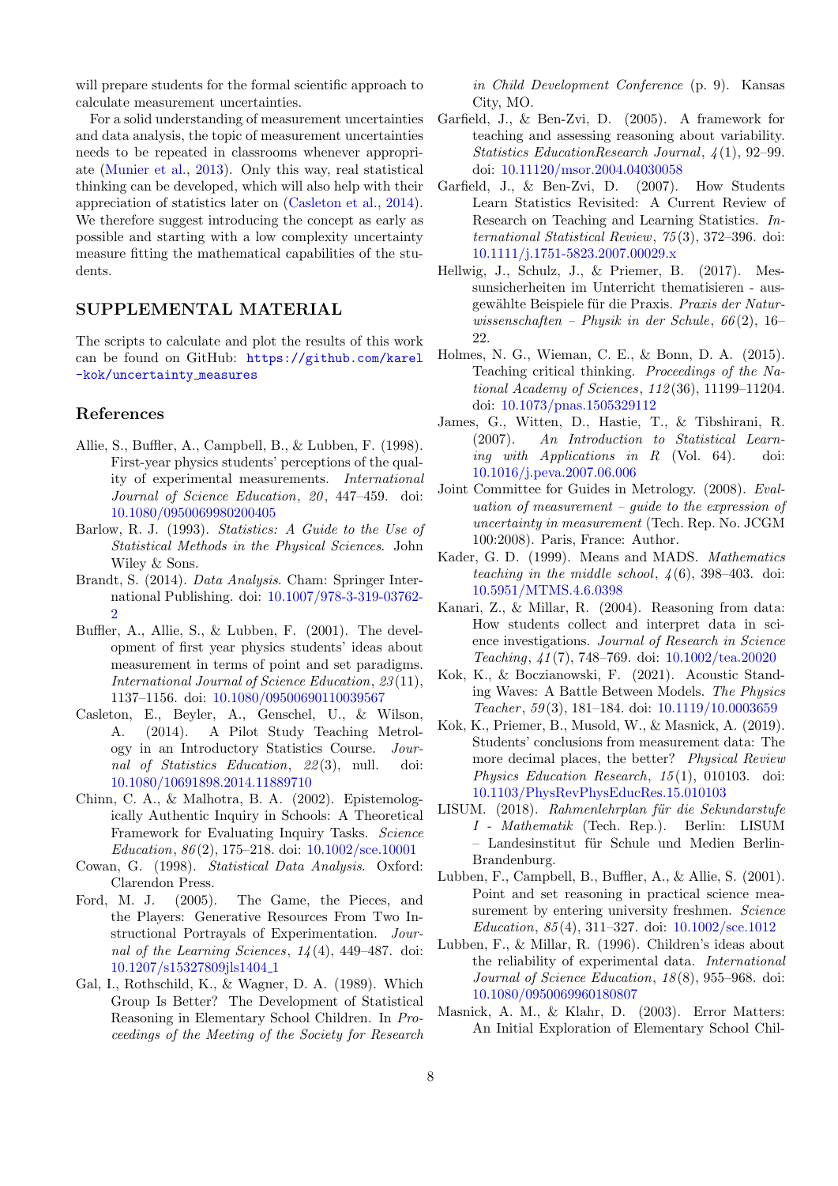will prepare students for the formal scientific approach to calculate measurement uncertainties.

For a solid understanding of measurement uncertainties and data analysis, the topic of measurement uncertainties needs to be repeated in classrooms whenever appropriate (Munier et al., 2013). Only this way, real statistical thinking can be developed, which will also help with their appreciation of statistics later on (Casleton et al., 2014). We therefore suggest introducing the concept as early as possible and starting with a low complexity uncertainty measure fitting the mathematical capabilities of the students.

## SUPPLEMENTAL MATERIAL

The scripts to calculate and plot the results of this work can be found on GitHub: `https://github.com/karel-kok/uncertainty_measures`

## References

Allie, S., Buffler, A., Campbell, B., & Lubben, F. (1998). First-year physics students' perceptions of the quality of experimental measurements. *International Journal of Science Education*, *20*, 447–459. doi: 10.1080/0950069980200405

Barlow, R. J. (1993). *Statistics: A Guide to the Use of Statistical Methods in the Physical Sciences*. John Wiley & Sons.

Brandt, S. (2014). *Data Analysis*. Cham: Springer International Publishing. doi: 10.1007/978-3-319-03762-2

Buffler, A., Allie, S., & Lubben, F. (2001). The development of first year physics students' ideas about measurement in terms of point and set paradigms. *International Journal of Science Education*, *23*(11), 1137–1156. doi: 10.1080/09500690110039567

Casleton, E., Beyler, A., Genschel, U., & Wilson, A. (2014). A Pilot Study Teaching Metrology in an Introductory Statistics Course. *Journal of Statistics Education*, *22*(3), null. doi: 10.1080/10691898.2014.11889710

Chinn, C. A., & Malhotra, B. A. (2002). Epistemologically Authentic Inquiry in Schools: A Theoretical Framework for Evaluating Inquiry Tasks. *Science Education*, *86*(2), 175–218. doi: 10.1002/sce.10001

Cowan, G. (1998). *Statistical Data Analysis*. Oxford: Clarendon Press.

Ford, M. J. (2005). The Game, the Pieces, and the Players: Generative Resources From Two Instructional Portrayals of Experimentation. *Journal of the Learning Sciences*, *14*(4), 449–487. doi: 10.1207/s15327809jls1404_1

Gal, I., Rothschild, K., & Wagner, D. A. (1989). Which Group Is Better? The Development of Statistical Reasoning in Elementary School Children. In *Proceedings of the Meeting of the Society for Research in Child Development Conference* (p. 9). Kansas City, MO.

Garfield, J., & Ben-Zvi, D. (2005). A framework for teaching and assessing reasoning about variability. *Statistics EducationResearch Journal*, *4*(1), 92–99. doi: 10.11120/msor.2004.04030058

Garfield, J., & Ben-Zvi, D. (2007). How Students Learn Statistics Revisited: A Current Review of Research on Teaching and Learning Statistics. *International Statistical Review*, *75*(3), 372–396. doi: 10.1111/j.1751-5823.2007.00029.x

Hellwig, J., Schulz, J., & Priemer, B. (2017). Messunsicherheiten im Unterricht thematisieren - ausgewählte Beispiele für die Praxis. *Praxis der Naturwissenschaften – Physik in der Schule*, *66*(2), 16–22.

Holmes, N. G., Wieman, C. E., & Bonn, D. A. (2015). Teaching critical thinking. *Proceedings of the National Academy of Sciences*, *112*(36), 11199–11204. doi: 10.1073/pnas.1505329112

James, G., Witten, D., Hastie, T., & Tibshirani, R. (2007). *An Introduction to Statistical Learning with Applications in R* (Vol. 64). doi: 10.1016/j.peva.2007.06.006

Joint Committee for Guides in Metrology. (2008). *Evaluation of measurement – guide to the expression of uncertainty in measurement* (Tech. Rep. No. JCGM 100:2008). Paris, France: Author.

Kader, G. D. (1999). Means and MADS. *Mathematics teaching in the middle school*, *4*(6), 398–403. doi: 10.5951/MTMS.4.6.0398

Kanari, Z., & Millar, R. (2004). Reasoning from data: How students collect and interpret data in science investigations. *Journal of Research in Science Teaching*, *41*(7), 748–769. doi: 10.1002/tea.20020

Kok, K., & Boczianowski, F. (2021). Acoustic Standing Waves: A Battle Between Models. *The Physics Teacher*, *59*(3), 181–184. doi: 10.1119/10.0003659

Kok, K., Priemer, B., Musold, W., & Masnick, A. (2019). Students' conclusions from measurement data: The more decimal places, the better? *Physical Review Physics Education Research*, *15*(1), 010103. doi: 10.1103/PhysRevPhysEducRes.15.010103

LISUM. (2018). *Rahmenlehrplan für die Sekundarstufe I - Mathematik* (Tech. Rep.). Berlin: LISUM – Landesinstitut für Schule und Medien Berlin-Brandenburg.

Lubben, F., Campbell, B., Buffler, A., & Allie, S. (2001). Point and set reasoning in practical science measurement by entering university freshmen. *Science Education*, *85*(4), 311–327. doi: 10.1002/sce.1012

Lubben, F., & Millar, R. (1996). Children's ideas about the reliability of experimental data. *International Journal of Science Education*, *18*(8), 955–968. doi: 10.1080/0950069960180807

Masnick, A. M., & Klahr, D. (2003). Error Matters: An Initial Exploration of Elementary School Chil-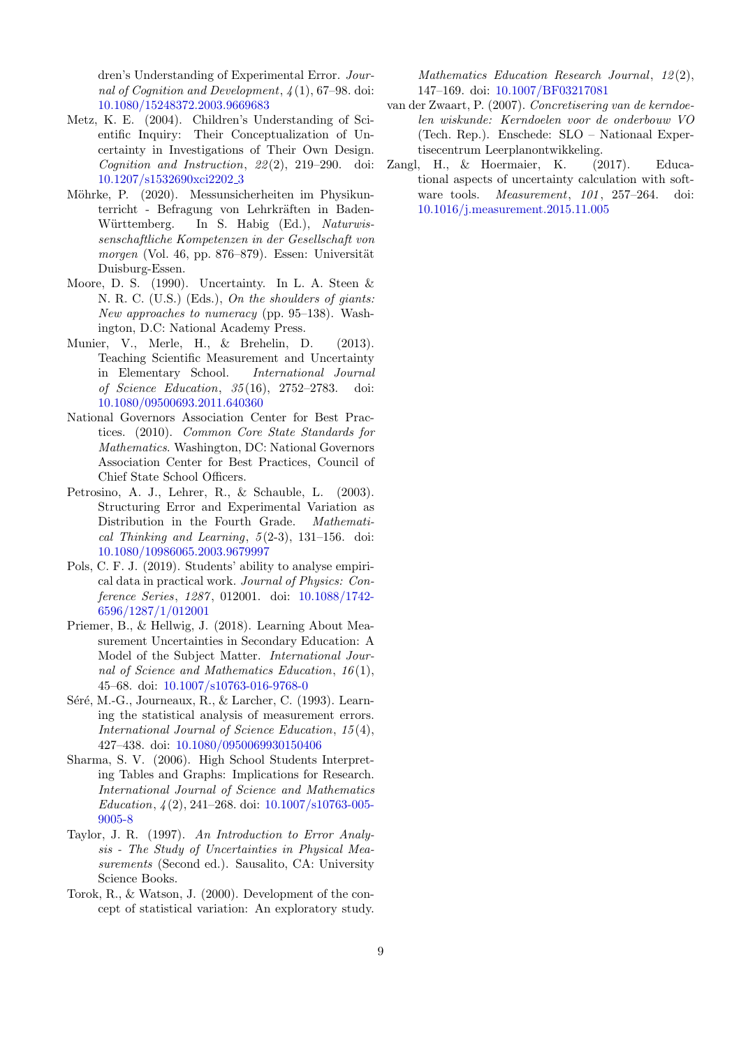dren's Understanding of Experimental Error. *Journal of Cognition and Development*, *4*(1), 67–98. doi: 10.1080/15248372.2003.9669683

Metz, K. E. (2004). Children's Understanding of Scientific Inquiry: Their Conceptualization of Uncertainty in Investigations of Their Own Design. *Cognition and Instruction*, *22*(2), 219–290. doi: 10.1207/s1532690xci2202_3

Möhrke, P. (2020). Messunsicherheiten im Physikunterricht - Befragung von Lehrkräften in Baden-Württemberg. In S. Habig (Ed.), *Naturwissenschaftliche Kompetenzen in der Gesellschaft von morgen* (Vol. 46, pp. 876–879). Essen: Universität Duisburg-Essen.

Moore, D. S. (1990). Uncertainty. In L. A. Steen & N. R. C. (U.S.) (Eds.), *On the shoulders of giants: New approaches to numeracy* (pp. 95–138). Washington, D.C: National Academy Press.

Munier, V., Merle, H., & Brehelin, D. (2013). Teaching Scientific Measurement and Uncertainty in Elementary School. *International Journal of Science Education*, *35*(16), 2752–2783. doi: 10.1080/09500693.2011.640360

National Governors Association Center for Best Practices. (2010). *Common Core State Standards for Mathematics*. Washington, DC: National Governors Association Center for Best Practices, Council of Chief State School Officers.

Petrosino, A. J., Lehrer, R., & Schauble, L. (2003). Structuring Error and Experimental Variation as Distribution in the Fourth Grade. *Mathematical Thinking and Learning*, *5*(2-3), 131–156. doi: 10.1080/10986065.2003.9679997

Pols, C. F. J. (2019). Students' ability to analyse empirical data in practical work. *Journal of Physics: Conference Series*, *1287*, 012001. doi: 10.1088/1742-6596/1287/1/012001

Priemer, B., & Hellwig, J. (2018). Learning About Measurement Uncertainties in Secondary Education: A Model of the Subject Matter. *International Journal of Science and Mathematics Education*, *16*(1), 45–68. doi: 10.1007/s10763-016-9768-0

Séré, M.-G., Journeaux, R., & Larcher, C. (1993). Learning the statistical analysis of measurement errors. *International Journal of Science Education*, *15*(4), 427–438. doi: 10.1080/0950069930150406

Sharma, S. V. (2006). High School Students Interpreting Tables and Graphs: Implications for Research. *International Journal of Science and Mathematics Education*, *4*(2), 241–268. doi: 10.1007/s10763-005-9005-8

Taylor, J. R. (1997). *An Introduction to Error Analysis - The Study of Uncertainties in Physical Measurements* (Second ed.). Sausalito, CA: University Science Books.

Torok, R., & Watson, J. (2000). Development of the concept of statistical variation: An exploratory study. *Mathematics Education Research Journal*, *12*(2), 147–169. doi: 10.1007/BF03217081

van der Zwaart, P. (2007). *Concretisering van de kerndoelen wiskunde: Kerndoelen voor de onderbouw VO* (Tech. Rep.). Enschede: SLO – Nationaal Expertisecentrum Leerplanontwikkeling.

Zangl, H., & Hoermaier, K. (2017). Educational aspects of uncertainty calculation with software tools. *Measurement*, *101*, 257–264. doi: 10.1016/j.measurement.2015.11.005